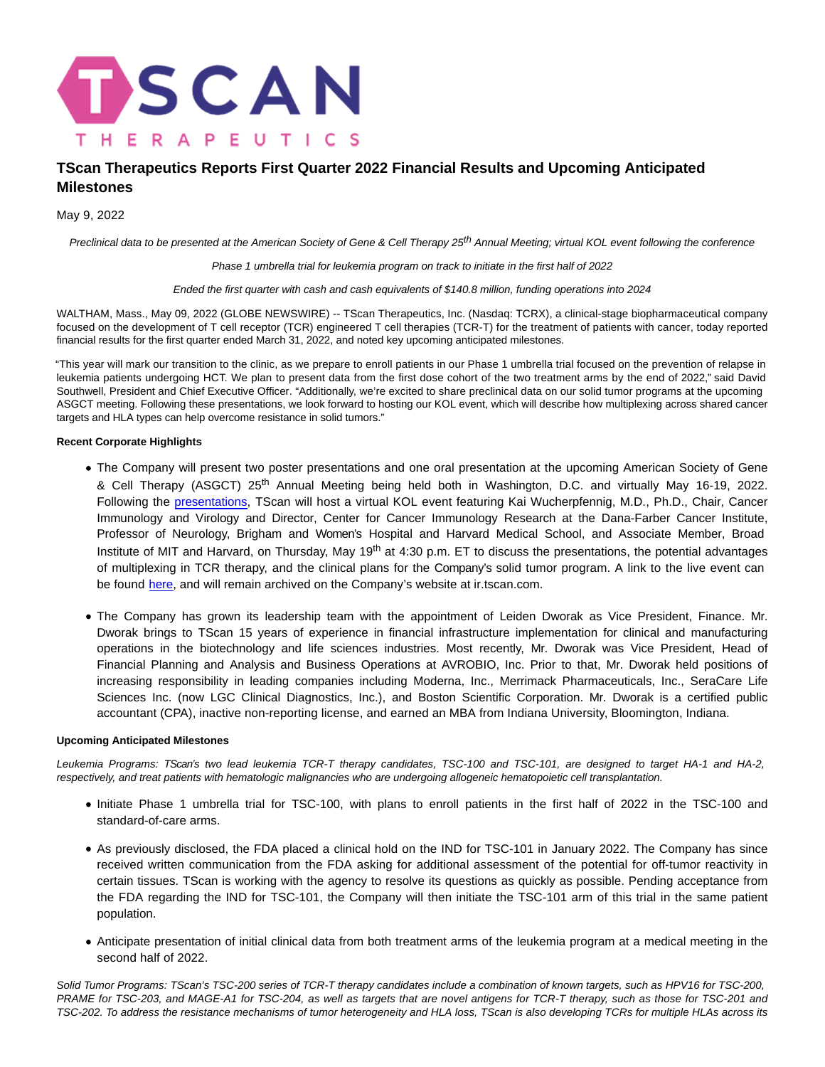# TScan Therapeutics Reports First Quarter 2022 Financial Results and Upcoming Anticipated Milestones

May 9, 2022

*Preclinical data to be presented at the American Society of Gene & Cell Therapy 25th Annual Meeting; virtual KOL event following the conference*

*Phase 1 umbrella trial for leukemia program on track to initiate in the first half of 2022*

*Ended the first quarter with cash and cash equivalents of $140.8 million, funding operations into 2024*

WALTHAM, Mass., May 09, 2022 (GLOBE NEWSWIRE) -- TScan Therapeutics, Inc. (Nasdaq: TCRX), a clinical-stage biopharmaceutical company focused on the development of T cell receptor (TCR) engineered T cell therapies (TCR-T) for the treatment of patients with cancer, today reported financial results for the first quarter ended March 31, 2022, and noted key upcoming anticipated milestones.

"This year will mark our transition to the clinic, as we prepare to enroll patients in our Phase 1 umbrella trial focused on the prevention of relapse in leukemia patients undergoing HCT. We plan to present data from the first dose cohort of the two treatment arms by the end of 2022," said David Southwell, President and Chief Executive Officer. "Additionally, we're excited to share preclinical data on our solid tumor programs at the upcoming ASGCT meeting. Following these presentations, we look forward to hosting our KOL event, which will describe how multiplexing across shared cancer targets and HLA types can help overcome resistance in solid tumors."

**Recent Corporate Highlights**

- The Company will present two poster presentations and one oral presentation at the upcoming American Society of Gene & Cell Therapy (ASGCT) 25th Annual Meeting being held both in Washington, D.C. and virtually May 16-19, 2022. Following the presentations, TScan will host a virtual KOL event featuring Kai Wucherpfennig, M.D., Ph.D., Chair, Cancer Immunology and Virology and Director, Center for Cancer Immunology Research at the Dana-Farber Cancer Institute, Professor of Neurology, Brigham and Women's Hospital and Harvard Medical School, and Associate Member, Broad Institute of MIT and Harvard, on Thursday, May 19th at 4:30 p.m. ET to discuss the presentations, the potential advantages of multiplexing in TCR therapy, and the clinical plans for the Company's solid tumor program. A link to the live event can be found here, and will remain archived on the Company's website at ir.tscan.com.

- The Company has grown its leadership team with the appointment of Leiden Dworak as Vice President, Finance. Mr. Dworak brings to TScan 15 years of experience in financial infrastructure implementation for clinical and manufacturing operations in the biotechnology and life sciences industries. Most recently, Mr. Dworak was Vice President, Head of Financial Planning and Analysis and Business Operations at AVROBIO, Inc. Prior to that, Mr. Dworak held positions of increasing responsibility in leading companies including Moderna, Inc., Merrimack Pharmaceuticals, Inc., SeraCare Life Sciences Inc. (now LGC Clinical Diagnostics, Inc.), and Boston Scientific Corporation. Mr. Dworak is a certified public accountant (CPA), inactive non-reporting license, and earned an MBA from Indiana University, Bloomington, Indiana.

**Upcoming Anticipated Milestones**

*Leukemia Programs: TScan's two lead leukemia TCR-T therapy candidates, TSC-100 and TSC-101, are designed to target HA-1 and HA-2, respectively, and treat patients with hematologic malignancies who are undergoing allogeneic hematopoietic cell transplantation.*

- Initiate Phase 1 umbrella trial for TSC-100, with plans to enroll patients in the first half of 2022 in the TSC-100 and standard-of-care arms.

- As previously disclosed, the FDA placed a clinical hold on the IND for TSC-101 in January 2022. The Company has since received written communication from the FDA asking for additional assessment of the potential for off-tumor reactivity in certain tissues. TScan is working with the agency to resolve its questions as quickly as possible. Pending acceptance from the FDA regarding the IND for TSC-101, the Company will then initiate the TSC-101 arm of this trial in the same patient population.

- Anticipate presentation of initial clinical data from both treatment arms of the leukemia program at a medical meeting in the second half of 2022.

*Solid Tumor Programs: TScan's TSC-200 series of TCR-T therapy candidates include a combination of known targets, such as HPV16 for TSC-200, PRAME for TSC-203, and MAGE-A1 for TSC-204, as well as targets that are novel antigens for TCR-T therapy, such as those for TSC-201 and TSC-202. To address the resistance mechanisms of tumor heterogeneity and HLA loss, TScan is also developing TCRs for multiple HLAs across its*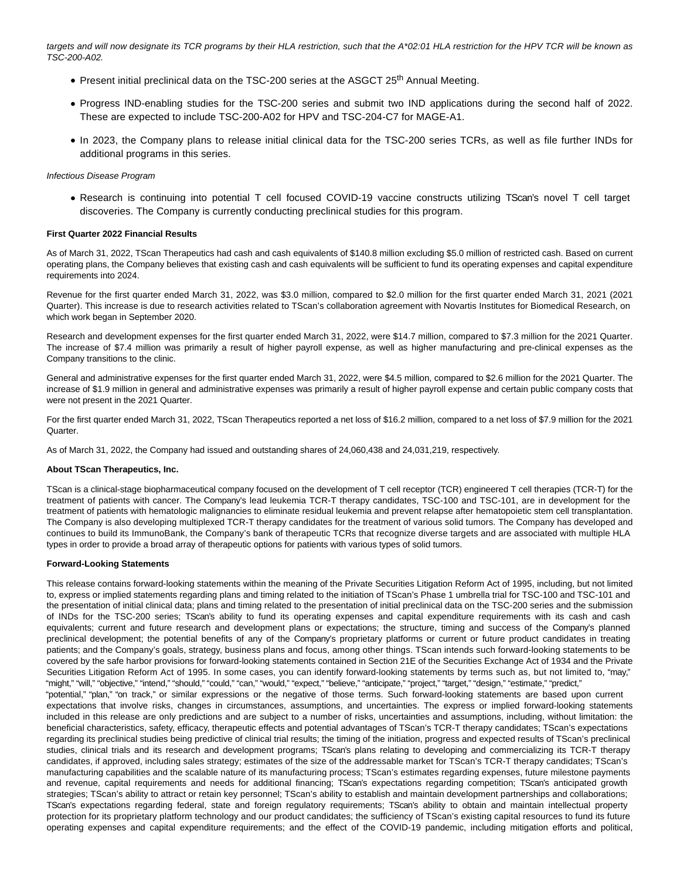*targets and will now designate its TCR programs by their HLA restriction, such that the A\*02:01 HLA restriction for the HPV TCR will be known as TSC-200-A02.*

- Present initial preclinical data on the TSC-200 series at the ASGCT 25th Annual Meeting.
- Progress IND-enabling studies for the TSC-200 series and submit two IND applications during the second half of 2022. These are expected to include TSC-200-A02 for HPV and TSC-204-C7 for MAGE-A1.
- In 2023, the Company plans to release initial clinical data for the TSC-200 series TCRs, as well as file further INDs for additional programs in this series.

*Infectious Disease Program*

- Research is continuing into potential T cell focused COVID-19 vaccine constructs utilizing TScan's novel T cell target discoveries. The Company is currently conducting preclinical studies for this program.

**First Quarter 2022 Financial Results**

As of March 31, 2022, TScan Therapeutics had cash and cash equivalents of $140.8 million excluding $5.0 million of restricted cash. Based on current operating plans, the Company believes that existing cash and cash equivalents will be sufficient to fund its operating expenses and capital expenditure requirements into 2024.

Revenue for the first quarter ended March 31, 2022, was $3.0 million, compared to $2.0 million for the first quarter ended March 31, 2021 (2021 Quarter). This increase is due to research activities related to TScan's collaboration agreement with Novartis Institutes for Biomedical Research, on which work began in September 2020.

Research and development expenses for the first quarter ended March 31, 2022, were $14.7 million, compared to $7.3 million for the 2021 Quarter. The increase of $7.4 million was primarily a result of higher payroll expense, as well as higher manufacturing and pre-clinical expenses as the Company transitions to the clinic.

General and administrative expenses for the first quarter ended March 31, 2022, were $4.5 million, compared to $2.6 million for the 2021 Quarter. The increase of $1.9 million in general and administrative expenses was primarily a result of higher payroll expense and certain public company costs that were not present in the 2021 Quarter.

For the first quarter ended March 31, 2022, TScan Therapeutics reported a net loss of $16.2 million, compared to a net loss of $7.9 million for the 2021 Quarter.

As of March 31, 2022, the Company had issued and outstanding shares of 24,060,438 and 24,031,219, respectively.

**About TScan Therapeutics, Inc.**

TScan is a clinical-stage biopharmaceutical company focused on the development of T cell receptor (TCR) engineered T cell therapies (TCR-T) for the treatment of patients with cancer. The Company's lead leukemia TCR-T therapy candidates, TSC-100 and TSC-101, are in development for the treatment of patients with hematologic malignancies to eliminate residual leukemia and prevent relapse after hematopoietic stem cell transplantation. The Company is also developing multiplexed TCR-T therapy candidates for the treatment of various solid tumors. The Company has developed and continues to build its ImmunoBank, the Company's bank of therapeutic TCRs that recognize diverse targets and are associated with multiple HLA types in order to provide a broad array of therapeutic options for patients with various types of solid tumors.

**Forward-Looking Statements**

This release contains forward-looking statements within the meaning of the Private Securities Litigation Reform Act of 1995, including, but not limited to, express or implied statements regarding plans and timing related to the initiation of TScan's Phase 1 umbrella trial for TSC-100 and TSC-101 and the presentation of initial clinical data; plans and timing related to the presentation of initial preclinical data on the TSC-200 series and the submission of INDs for the TSC-200 series; TScan's ability to fund its operating expenses and capital expenditure requirements with its cash and cash equivalents; current and future research and development plans or expectations; the structure, timing and success of the Company's planned preclinical development; the potential benefits of any of the Company's proprietary platforms or current or future product candidates in treating patients; and the Company's goals, strategy, business plans and focus, among other things. TScan intends such forward-looking statements to be covered by the safe harbor provisions for forward-looking statements contained in Section 21E of the Securities Exchange Act of 1934 and the Private Securities Litigation Reform Act of 1995. In some cases, you can identify forward-looking statements by terms such as, but not limited to, "may," "might," "will," "objective," "intend," "should," "could," "can," "would," "expect," "believe," "anticipate," "project," "target," "design," "estimate," "predict," "potential," "plan," "on track," or similar expressions or the negative of those terms. Such forward-looking statements are based upon current expectations that involve risks, changes in circumstances, assumptions, and uncertainties. The express or implied forward-looking statements included in this release are only predictions and are subject to a number of risks, uncertainties and assumptions, including, without limitation: the beneficial characteristics, safety, efficacy, therapeutic effects and potential advantages of TScan's TCR-T therapy candidates; TScan's expectations regarding its preclinical studies being predictive of clinical trial results; the timing of the initiation, progress and expected results of TScan's preclinical studies, clinical trials and its research and development programs; TScan's plans relating to developing and commercializing its TCR-T therapy candidates, if approved, including sales strategy; estimates of the size of the addressable market for TScan's TCR-T therapy candidates; TScan's manufacturing capabilities and the scalable nature of its manufacturing process; TScan's estimates regarding expenses, future milestone payments and revenue, capital requirements and needs for additional financing; TScan's expectations regarding competition; TScan's anticipated growth strategies; TScan's ability to attract or retain key personnel; TScan's ability to establish and maintain development partnerships and collaborations; TScan's expectations regarding federal, state and foreign regulatory requirements; TScan's ability to obtain and maintain intellectual property protection for its proprietary platform technology and our product candidates; the sufficiency of TScan's existing capital resources to fund its future operating expenses and capital expenditure requirements; and the effect of the COVID-19 pandemic, including mitigation efforts and political,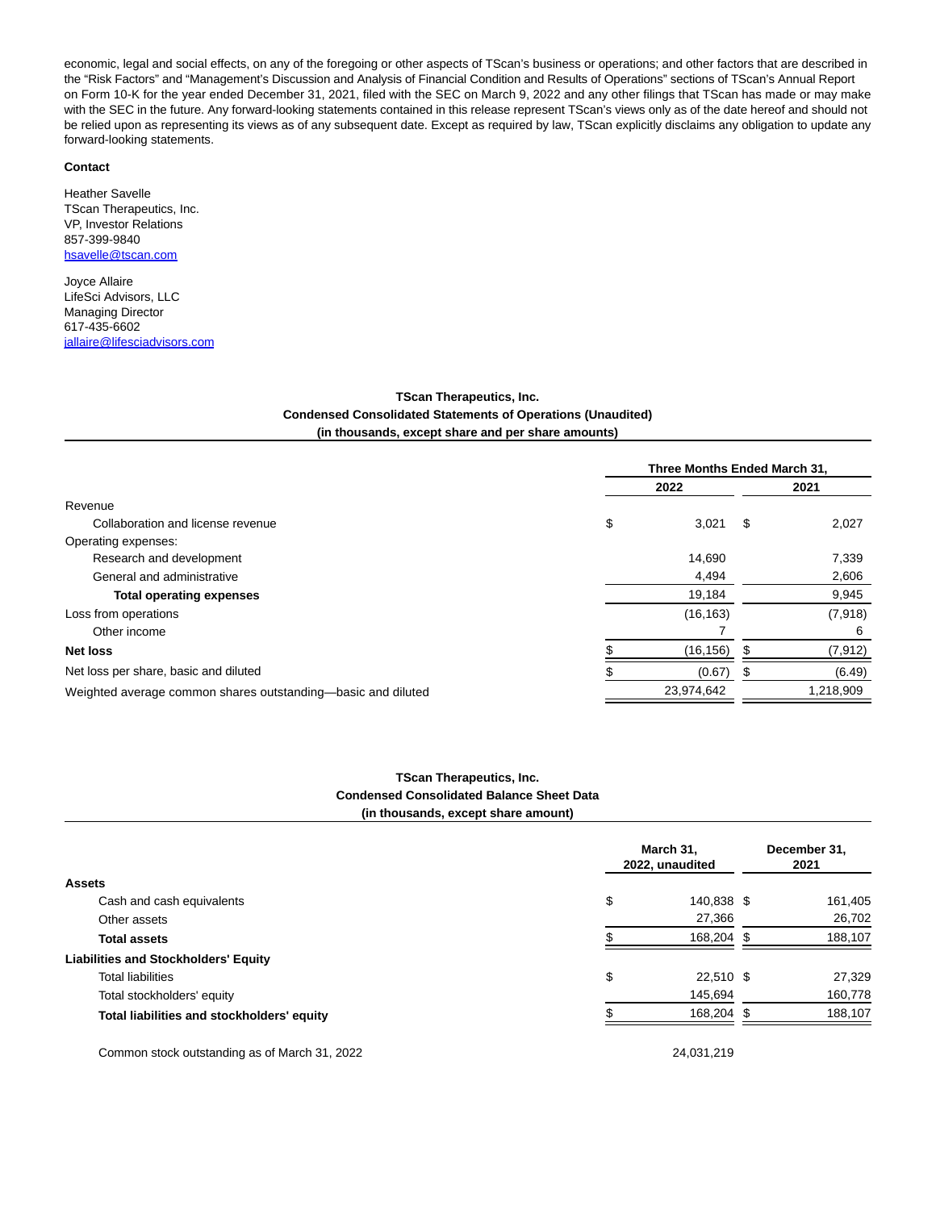economic, legal and social effects, on any of the foregoing or other aspects of TScan's business or operations; and other factors that are described in the "Risk Factors" and "Management's Discussion and Analysis of Financial Condition and Results of Operations" sections of TScan's Annual Report on Form 10-K for the year ended December 31, 2021, filed with the SEC on March 9, 2022 and any other filings that TScan has made or may make with the SEC in the future. Any forward-looking statements contained in this release represent TScan's views only as of the date hereof and should not be relied upon as representing its views as of any subsequent date. Except as required by law, TScan explicitly disclaims any obligation to update any forward-looking statements.

**Contact**

Heather Savelle
TScan Therapeutics, Inc.
VP, Investor Relations
857-399-9840
hsavelle@tscan.com

Joyce Allaire
LifeSci Advisors, LLC
Managing Director
617-435-6602
jallaire@lifesciadvisors.com

**TScan Therapeutics, Inc.**
**Condensed Consolidated Statements of Operations (Unaudited)**
**(in thousands, except share and per share amounts)**

| | Three Months Ended March 31, | |
|---|---|---|
| | **2022** | **2021** |
| Revenue | | |
| Collaboration and license revenue | $ 3,021 | $ 2,027 |
| Operating expenses: | | |
| Research and development | 14,690 | 7,339 |
| General and administrative | 4,494 | 2,606 |
| **Total operating expenses** | 19,184 | 9,945 |
| Loss from operations | (16,163) | (7,918) |
| Other income | 7 | 6 |
| **Net loss** | $ (16,156) | $ (7,912) |
| Net loss per share, basic and diluted | $ (0.67) | $ (6.49) |
| Weighted average common shares outstanding—basic and diluted | 23,974,642 | 1,218,909 |

**TScan Therapeutics, Inc.**
**Condensed Consolidated Balance Sheet Data**
**(in thousands, except share amount)**

| | March 31, 2022, unaudited | December 31, 2021 |
|---|---|---|
| **Assets** | | |
| Cash and cash equivalents | $ 140,838 | $ 161,405 |
| Other assets | 27,366 | 26,702 |
| **Total assets** | $ 168,204 | $ 188,107 |
| **Liabilities and Stockholders' Equity** | | |
| Total liabilities | $ 22,510 | $ 27,329 |
| Total stockholders' equity | 145,694 | 160,778 |
| **Total liabilities and stockholders' equity** | $ 168,204 | $ 188,107 |
| Common stock outstanding as of March 31, 2022 | 24,031,219 | |